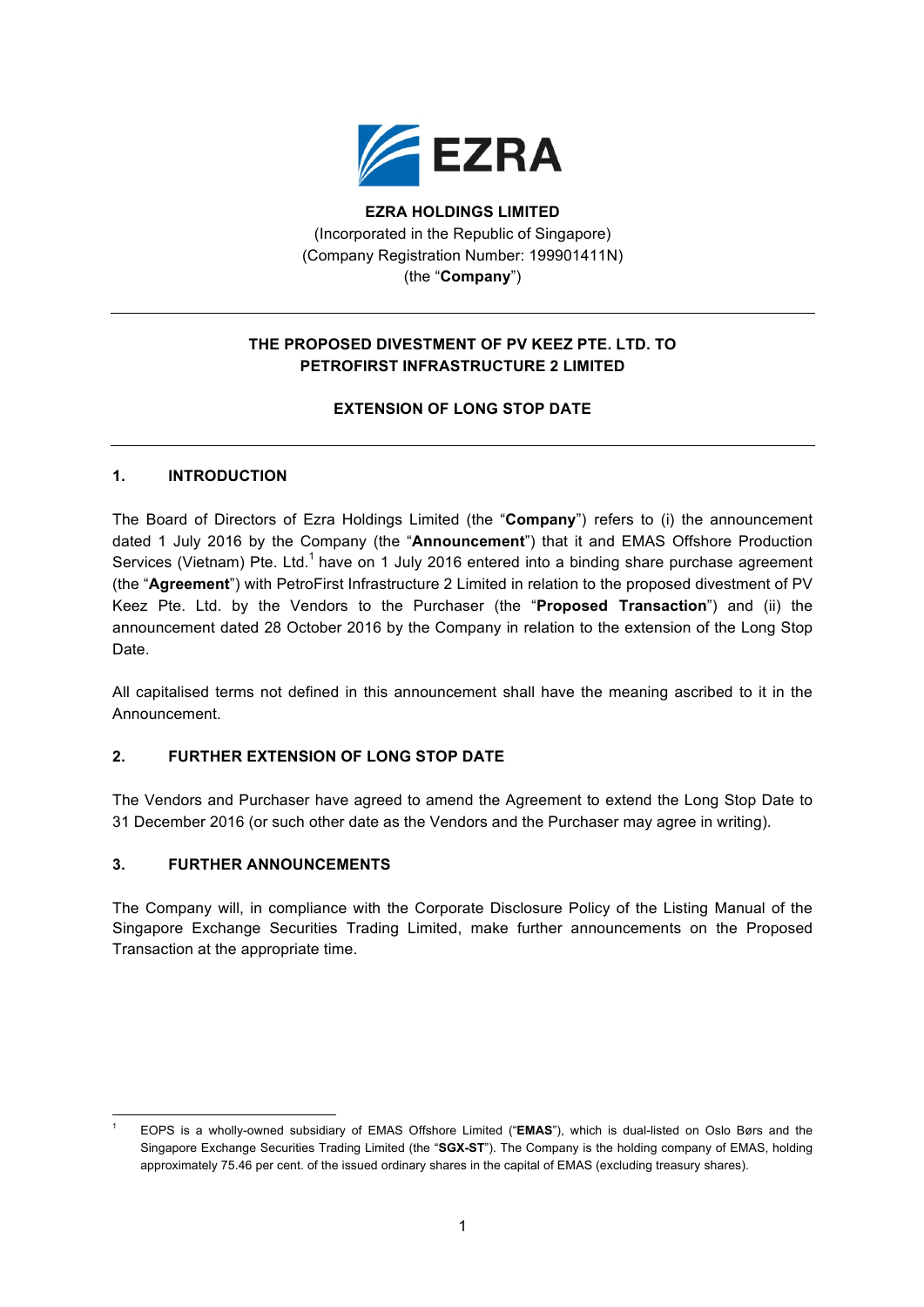**EZRA HOLDINGS LIMITED**
(Incorporated in the Republic of Singapore)
(Company Registration Number: 199901411N)
(the "**Company**")

---

**THE PROPOSED DIVESTMENT OF PV KEEZ PTE. LTD. TO PETROFIRST INFRASTRUCTURE 2 LIMITED**

**EXTENSION OF LONG STOP DATE**

---

## 1. INTRODUCTION

The Board of Directors of Ezra Holdings Limited (the "**Company**") refers to (i) the announcement dated 1 July 2016 by the Company (the "**Announcement**") that it and EMAS Offshore Production Services (Vietnam) Pte. Ltd.[1] have on 1 July 2016 entered into a binding share purchase agreement (the "**Agreement**") with PetroFirst Infrastructure 2 Limited in relation to the proposed divestment of PV Keez Pte. Ltd. by the Vendors to the Purchaser (the "**Proposed Transaction**") and (ii) the announcement dated 28 October 2016 by the Company in relation to the extension of the Long Stop Date.

All capitalised terms not defined in this announcement shall have the meaning ascribed to it in the Announcement.

## 2. FURTHER EXTENSION OF LONG STOP DATE

The Vendors and Purchaser have agreed to amend the Agreement to extend the Long Stop Date to 31 December 2016 (or such other date as the Vendors and the Purchaser may agree in writing).

## 3. FURTHER ANNOUNCEMENTS

The Company will, in compliance with the Corporate Disclosure Policy of the Listing Manual of the Singapore Exchange Securities Trading Limited, make further announcements on the Proposed Transaction at the appropriate time.

---

[1] EOPS is a wholly-owned subsidiary of EMAS Offshore Limited ("**EMAS**"), which is dual-listed on Oslo Børs and the Singapore Exchange Securities Trading Limited (the "**SGX-ST**"). The Company is the holding company of EMAS, holding approximately 75.46 per cent. of the issued ordinary shares in the capital of EMAS (excluding treasury shares).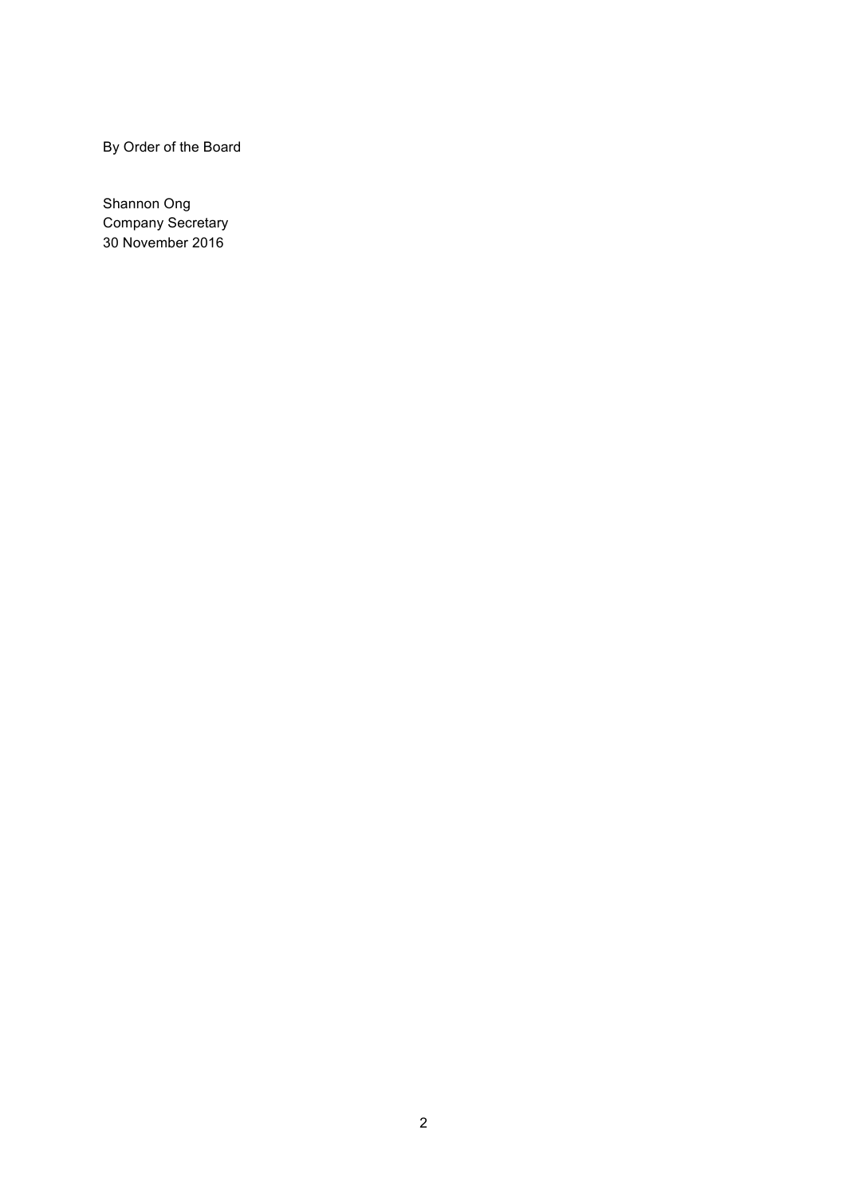By Order of the Board

Shannon Ong
Company Secretary
30 November 2016